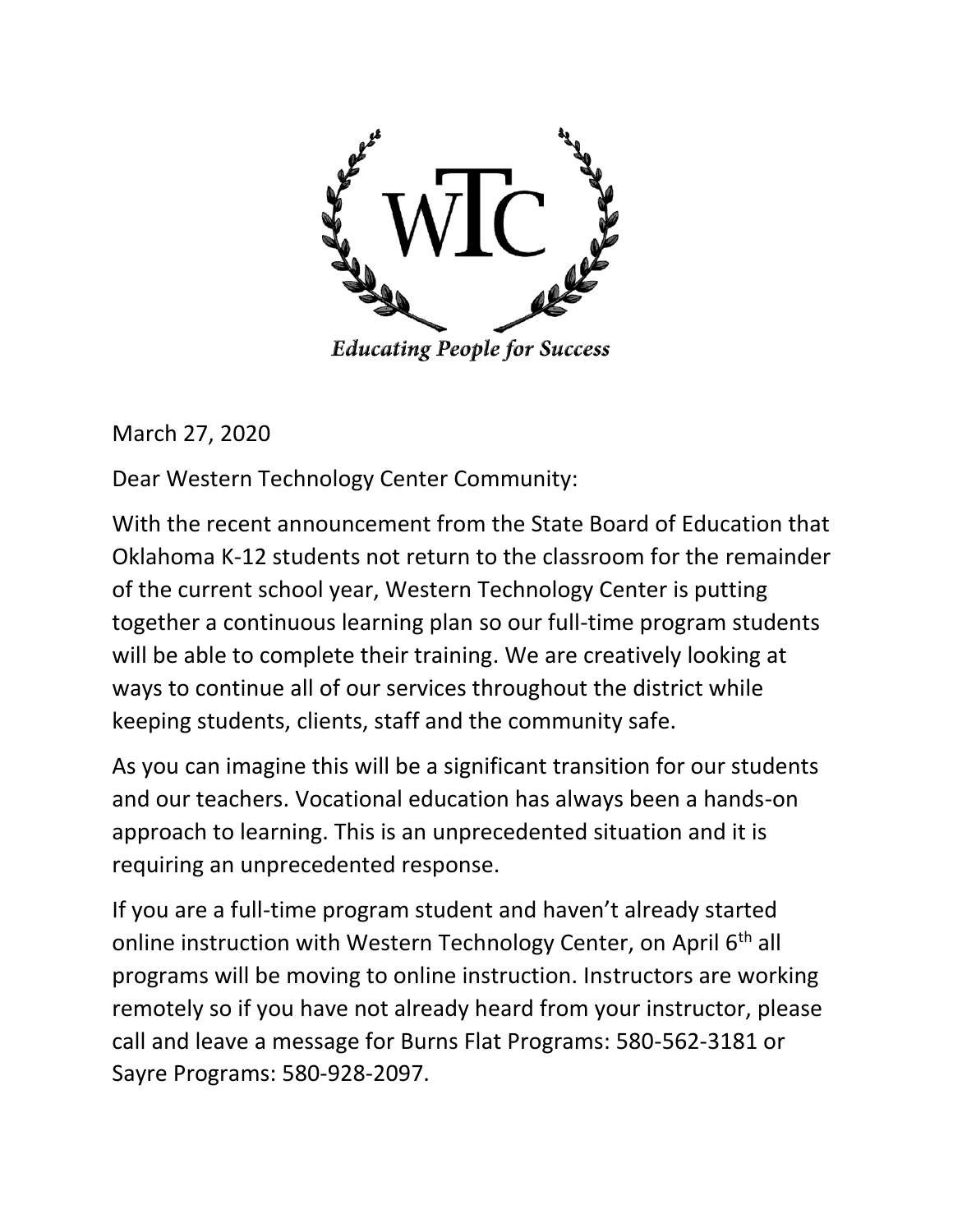WTC

*Educating People for Success*

March 27, 2020

Dear Western Technology Center Community:

With the recent announcement from the State Board of Education that Oklahoma K-12 students not return to the classroom for the remainder of the current school year, Western Technology Center is putting together a continuous learning plan so our full-time program students will be able to complete their training. We are creatively looking at ways to continue all of our services throughout the district while keeping students, clients, staff and the community safe.

As you can imagine this will be a significant transition for our students and our teachers. Vocational education has always been a hands-on approach to learning. This is an unprecedented situation and it is requiring an unprecedented response.

If you are a full-time program student and haven't already started online instruction with Western Technology Center, on April 6th all programs will be moving to online instruction. Instructors are working remotely so if you have not already heard from your instructor, please call and leave a message for Burns Flat Programs: 580-562-3181 or Sayre Programs: 580-928-2097.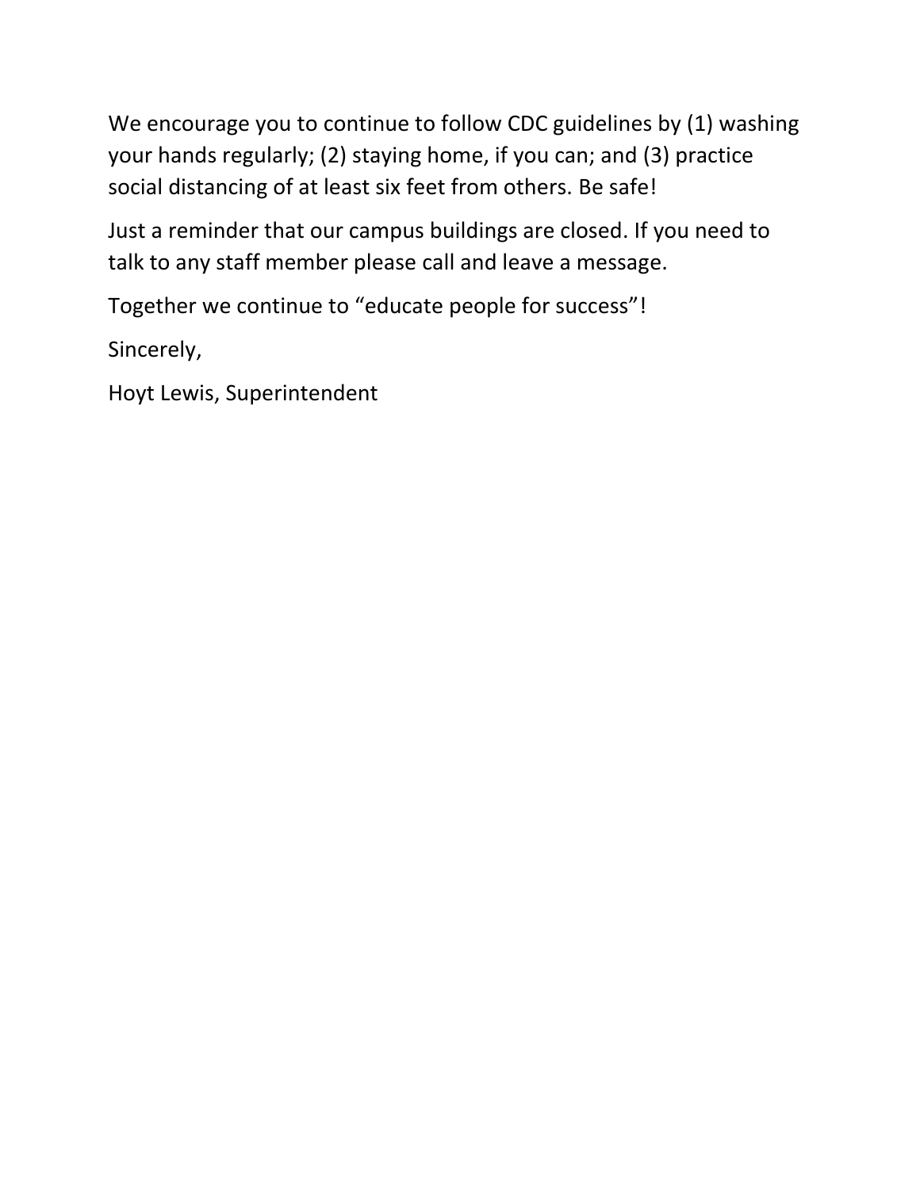We encourage you to continue to follow CDC guidelines by (1) washing your hands regularly; (2) staying home, if you can; and (3) practice social distancing of at least six feet from others. Be safe!

Just a reminder that our campus buildings are closed. If you need to talk to any staff member please call and leave a message.

Together we continue to "educate people for success"!

Sincerely,

Hoyt Lewis, Superintendent